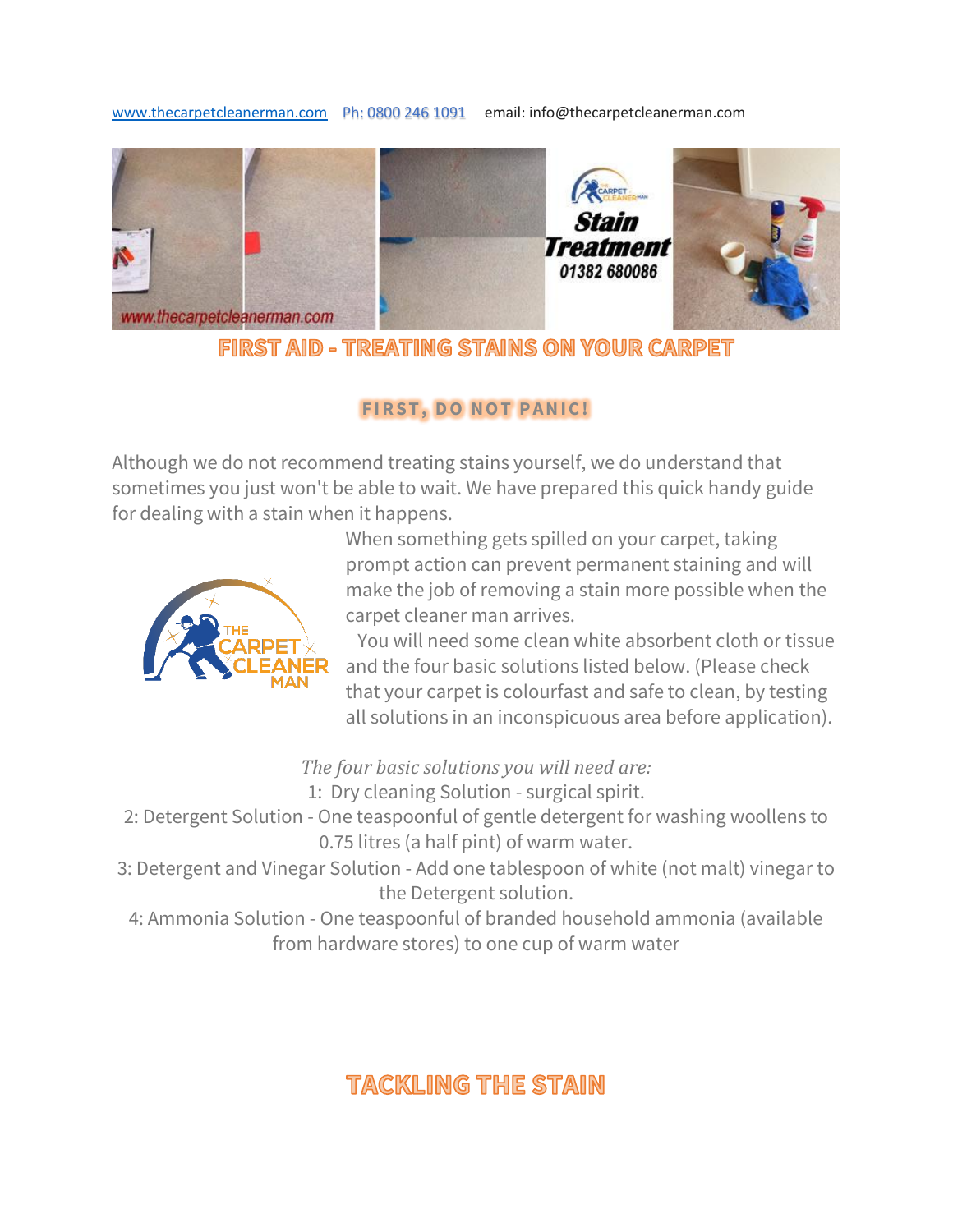www.thecarpetcleanerman.com Ph: 0800 246 1091 email: info@thecarpetcleanerman.com

# FIRST AID - TREATING STAINS ON YOUR CARPET

## FIRST, DO NOT PANIC!

Although we do not recommend treating stains yourself, we do understand that sometimes you just won't be able to wait. We have prepared this quick handy guide for dealing with a stain when it happens.

When something gets spilled on your carpet, taking prompt action can prevent permanent staining and will make the job of removing a stain more possible when the carpet cleaner man arrives.

You will need some clean white absorbent cloth or tissue and the four basic solutions listed below. (Please check that your carpet is colourfast and safe to clean, by testing all solutions in an inconspicuous area before application).

*The four basic solutions you will need are:*

1: Dry cleaning Solution - surgical spirit.

2: Detergent Solution - One teaspoonful of gentle detergent for washing woollens to 0.75 litres (a half pint) of warm water.

3: Detergent and Vinegar Solution - Add one tablespoon of white (not malt) vinegar to the Detergent solution.

4: Ammonia Solution - One teaspoonful of branded household ammonia (available from hardware stores) to one cup of warm water

# TACKLING THE STAIN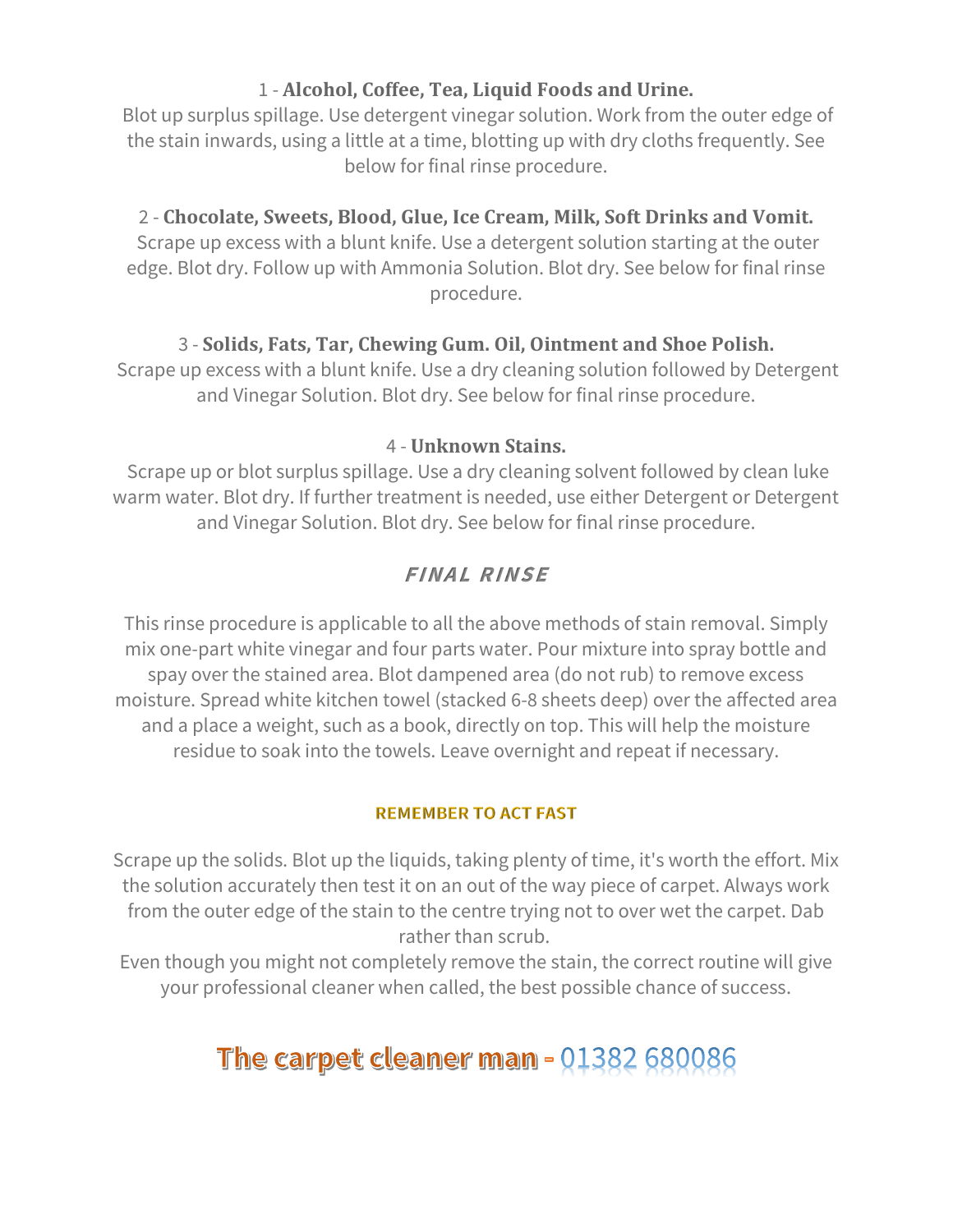1 - **Alcohol, Coffee, Tea, Liquid Foods and Urine.**
Blot up surplus spillage. Use detergent vinegar solution. Work from the outer edge of the stain inwards, using a little at a time, blotting up with dry cloths frequently. See below for final rinse procedure.

2 - **Chocolate, Sweets, Blood, Glue, Ice Cream, Milk, Soft Drinks and Vomit.**
Scrape up excess with a blunt knife. Use a detergent solution starting at the outer edge. Blot dry. Follow up with Ammonia Solution. Blot dry. See below for final rinse procedure.

3 - **Solids, Fats, Tar, Chewing Gum. Oil, Ointment and Shoe Polish.**
Scrape up excess with a blunt knife. Use a dry cleaning solution followed by Detergent and Vinegar Solution. Blot dry. See below for final rinse procedure.

4 - **Unknown Stains.**
Scrape up or blot surplus spillage. Use a dry cleaning solvent followed by clean luke warm water. Blot dry. If further treatment is needed, use either Detergent or Detergent and Vinegar Solution. Blot dry. See below for final rinse procedure.

## *FINAL RINSE*

This rinse procedure is applicable to all the above methods of stain removal. Simply mix one-part white vinegar and four parts water. Pour mixture into spray bottle and spay over the stained area. Blot dampened area (do not rub) to remove excess moisture. Spread white kitchen towel (stacked 6-8 sheets deep) over the affected area and a place a weight, such as a book, directly on top. This will help the moisture residue to soak into the towels. Leave overnight and repeat if necessary.

### REMEMBER TO ACT FAST

Scrape up the solids. Blot up the liquids, taking plenty of time, it's worth the effort. Mix the solution accurately then test it on an out of the way piece of carpet. Always work from the outer edge of the stain to the centre trying not to over wet the carpet. Dab rather than scrub.
Even though you might not completely remove the stain, the correct routine will give your professional cleaner when called, the best possible chance of success.

## The carpet cleaner man - 01382 680086